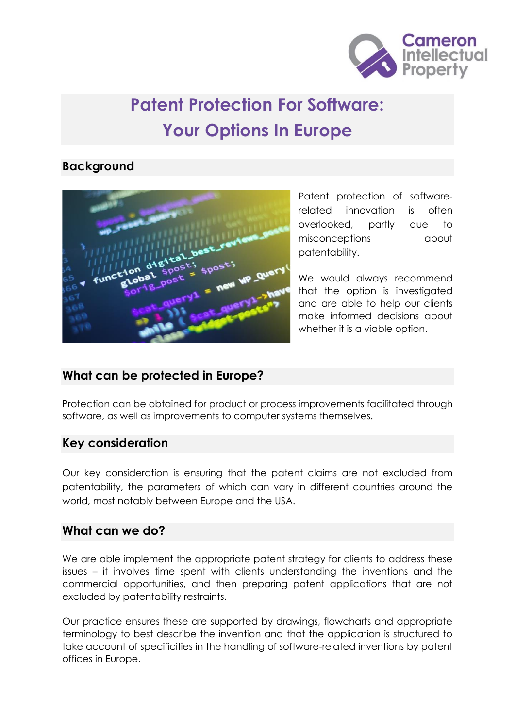# Patent Protection For Software: Your Options In Europe

## Background

Patent protection of software-related innovation is often overlooked, partly due to misconceptions about patentability.

We would always recommend that the option is investigated and are able to help our clients make informed decisions about whether it is a viable option.

## What can be protected in Europe?

Protection can be obtained for product or process improvements facilitated through software, as well as improvements to computer systems themselves.

## Key consideration

Our key consideration is ensuring that the patent claims are not excluded from patentability, the parameters of which can vary in different countries around the world, most notably between Europe and the USA.

## What can we do?

We are able implement the appropriate patent strategy for clients to address these issues – it involves time spent with clients understanding the inventions and the commercial opportunities, and then preparing patent applications that are not excluded by patentability restraints.

Our practice ensures these are supported by drawings, flowcharts and appropriate terminology to best describe the invention and that the application is structured to take account of specificities in the handling of software-related inventions by patent offices in Europe.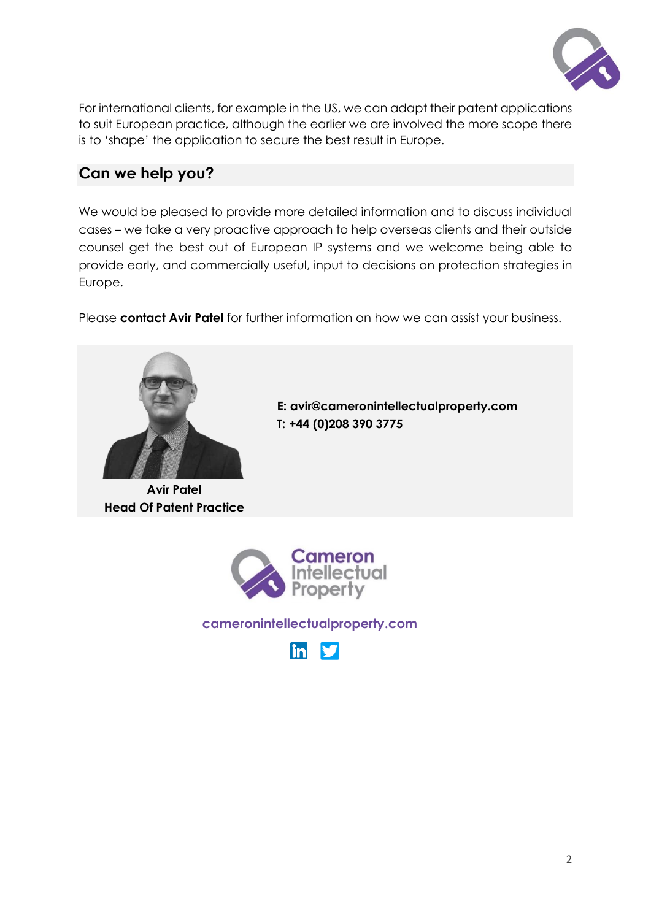For international clients, for example in the US, we can adapt their patent applications to suit European practice, although the earlier we are involved the more scope there is to 'shape' the application to secure the best result in Europe.

## Can we help you?

We would be pleased to provide more detailed information and to discuss individual cases – we take a very proactive approach to help overseas clients and their outside counsel get the best out of European IP systems and we welcome being able to provide early, and commercially useful, input to decisions on protection strategies in Europe.

Please **contact Avir Patel** for further information on how we can assist your business.

**E: avir@cameronintellectualproperty.com**
**T: +44 (0)208 390 3775**

**Avir Patel**
**Head Of Patent Practice**

Cameron Intellectual Property

cameronintellectualproperty.com